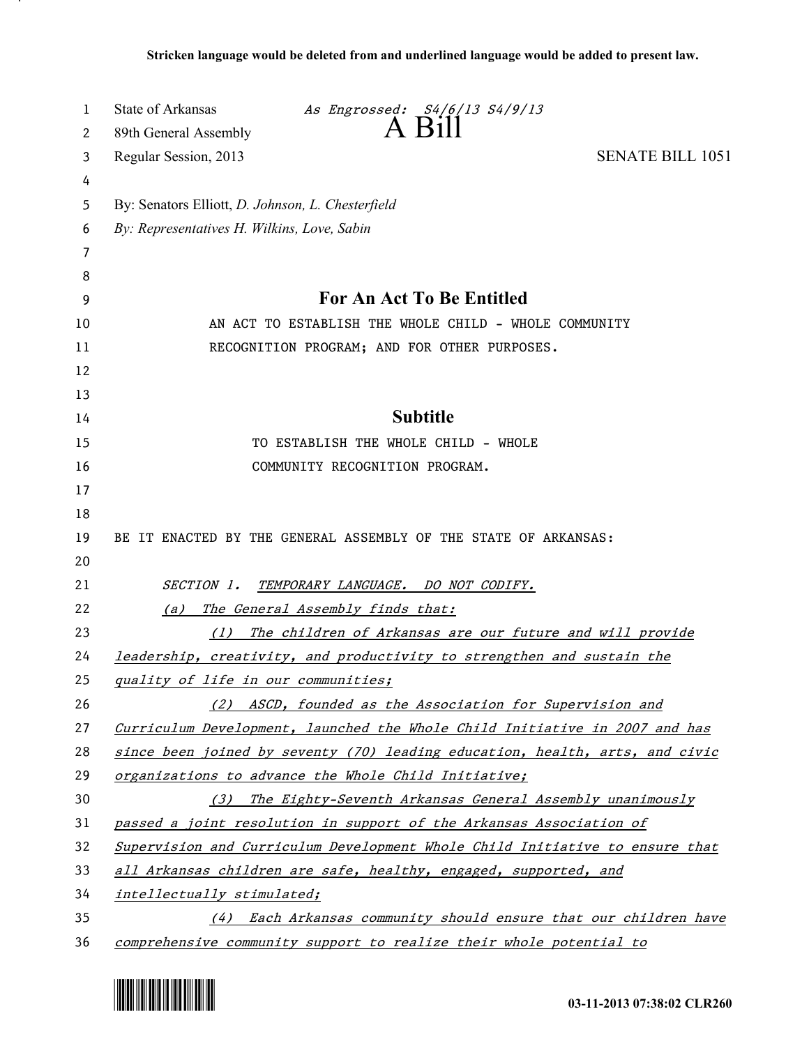**Stricken language would be deleted from and underlined language would be added to present law.**

State of Arkansas *As Engrossed: S4/6/13 S4/9/13*
89th General Assembly

# A Bill

Regular Session, 2013 SENATE BILL 1051

By: Senators Elliott, *D. Johnson, L. Chesterfield*
*By: Representatives H. Wilkins, Love, Sabin*

## For An Act To Be Entitled

AN ACT TO ESTABLISH THE WHOLE CHILD - WHOLE COMMUNITY RECOGNITION PROGRAM; AND FOR OTHER PURPOSES.

## Subtitle

TO ESTABLISH THE WHOLE CHILD - WHOLE COMMUNITY RECOGNITION PROGRAM.

BE IT ENACTED BY THE GENERAL ASSEMBLY OF THE STATE OF ARKANSAS:

*SECTION 1. TEMPORARY LANGUAGE. DO NOT CODIFY.*

*(a) The General Assembly finds that:*

*(1) The children of Arkansas are our future and will provide leadership, creativity, and productivity to strengthen and sustain the quality of life in our communities;*

*(2) ASCD, founded as the Association for Supervision and Curriculum Development, launched the Whole Child Initiative in 2007 and has since been joined by seventy (70) leading education, health, arts, and civic organizations to advance the Whole Child Initiative;*

*(3) The Eighty-Seventh Arkansas General Assembly unanimously passed a joint resolution in support of the Arkansas Association of Supervision and Curriculum Development Whole Child Initiative to ensure that all Arkansas children are safe, healthy, engaged, supported, and intellectually stimulated;*

*(4) Each Arkansas community should ensure that our children have comprehensive community support to realize their whole potential to*

03-11-2013 07:38:02 CLR260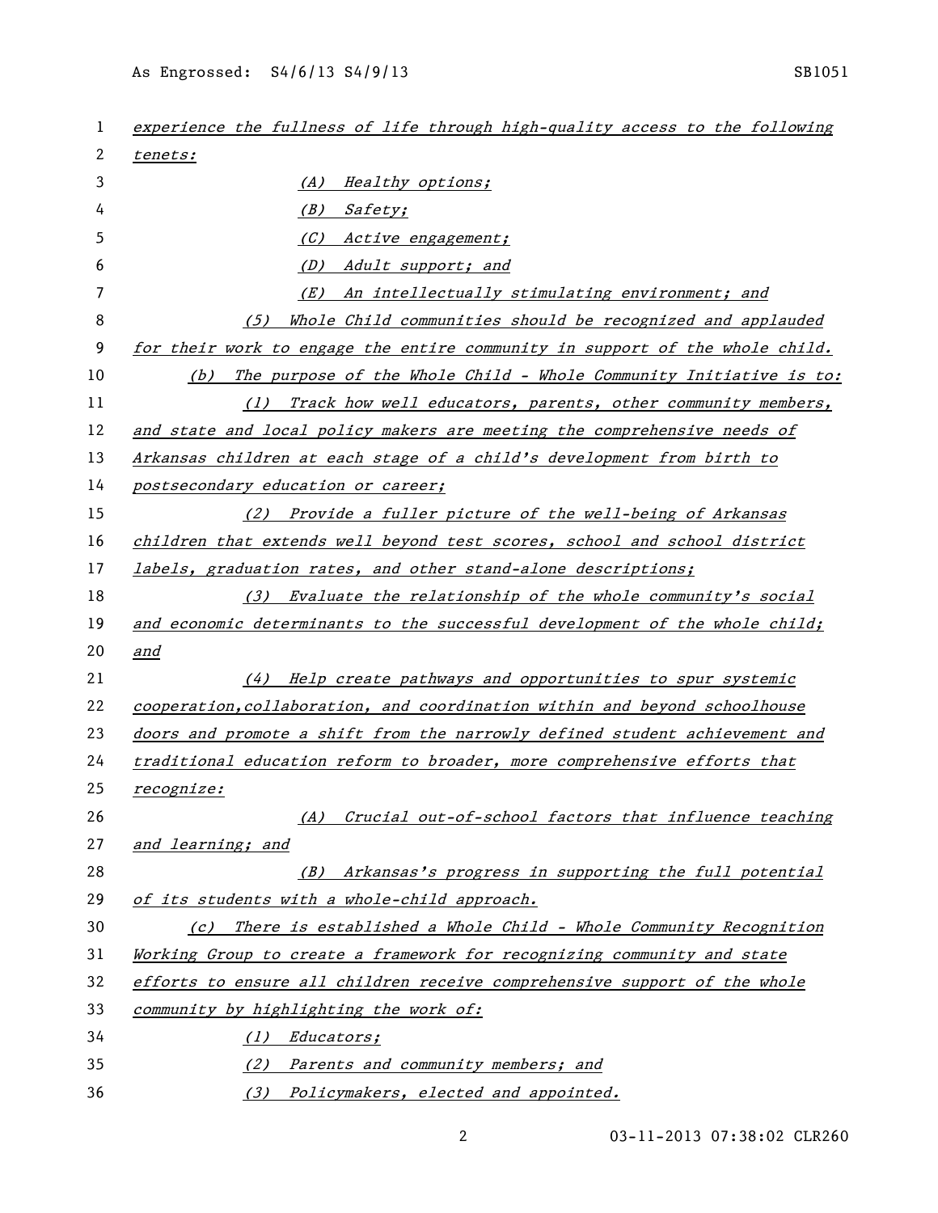*experience the fullness of life through high-quality access to the following tenets:*

*(A) Healthy options;*

*(B) Safety;*

*(C) Active engagement;*

*(D) Adult support; and*

*(E) An intellectually stimulating environment; and*

*(5) Whole Child communities should be recognized and applauded for their work to engage the entire community in support of the whole child.*

*(b) The purpose of the Whole Child - Whole Community Initiative is to:*

*(1) Track how well educators, parents, other community members, and state and local policy makers are meeting the comprehensive needs of Arkansas children at each stage of a child's development from birth to postsecondary education or career;*

*(2) Provide a fuller picture of the well-being of Arkansas children that extends well beyond test scores, school and school district labels, graduation rates, and other stand-alone descriptions;*

*(3) Evaluate the relationship of the whole community's social and economic determinants to the successful development of the whole child; and*

*(4) Help create pathways and opportunities to spur systemic cooperation,collaboration, and coordination within and beyond schoolhouse doors and promote a shift from the narrowly defined student achievement and traditional education reform to broader, more comprehensive efforts that recognize:*

*(A) Crucial out-of-school factors that influence teaching and learning; and*

*(B) Arkansas's progress in supporting the full potential of its students with a whole-child approach.*

*(c) There is established a Whole Child - Whole Community Recognition Working Group to create a framework for recognizing community and state efforts to ensure all children receive comprehensive support of the whole community by highlighting the work of:*

*(1) Educators;*

*(2) Parents and community members; and*

*(3) Policymakers, elected and appointed.*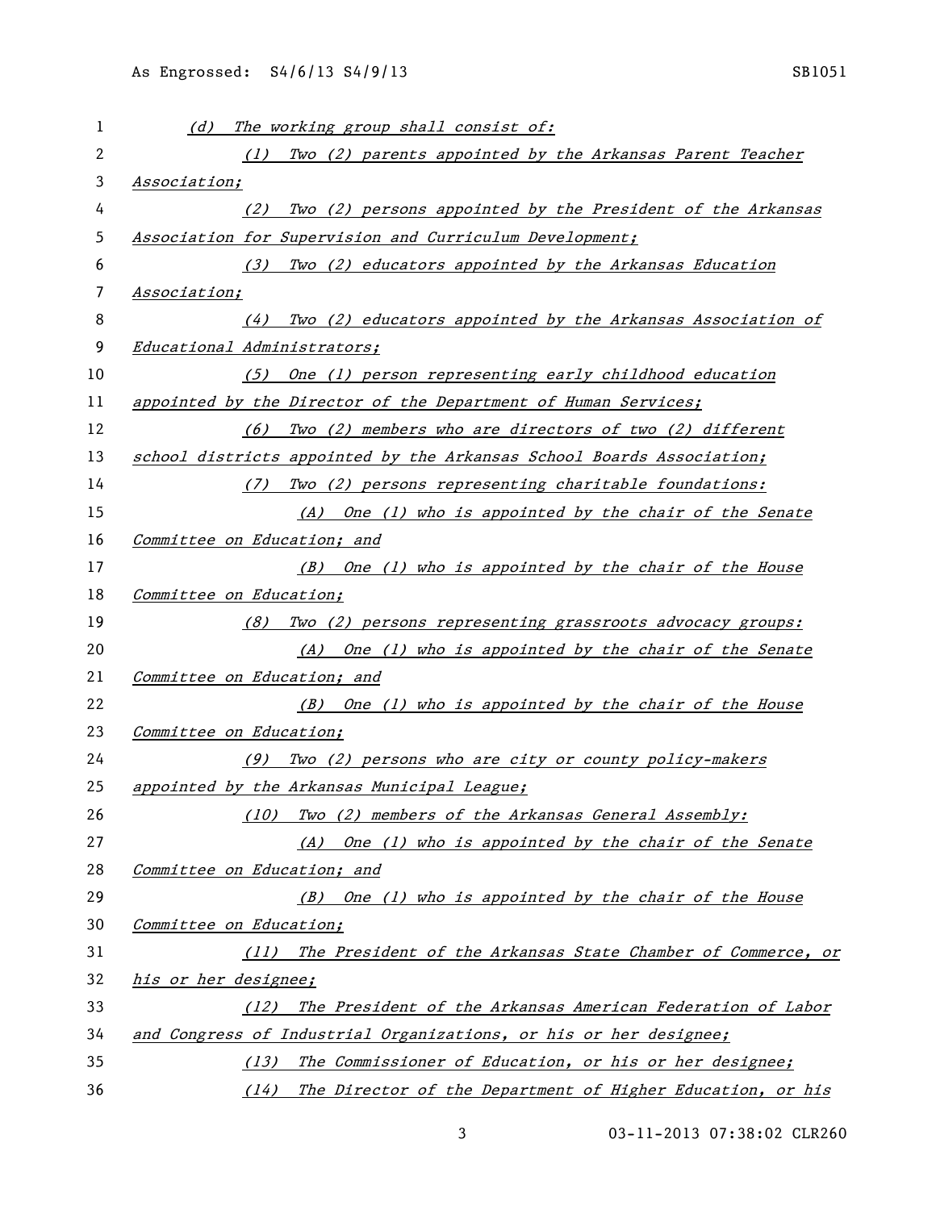*(d) The working group shall consist of:*

*(1) Two (2) parents appointed by the Arkansas Parent Teacher Association;*

*(2) Two (2) persons appointed by the President of the Arkansas Association for Supervision and Curriculum Development;*

*(3) Two (2) educators appointed by the Arkansas Education Association;*

*(4) Two (2) educators appointed by the Arkansas Association of Educational Administrators;*

*(5) One (1) person representing early childhood education appointed by the Director of the Department of Human Services;*

*(6) Two (2) members who are directors of two (2) different school districts appointed by the Arkansas School Boards Association;*

*(7) Two (2) persons representing charitable foundations:*

*(A) One (1) who is appointed by the chair of the Senate Committee on Education; and*

*(B) One (1) who is appointed by the chair of the House Committee on Education;*

*(8) Two (2) persons representing grassroots advocacy groups:*

*(A) One (1) who is appointed by the chair of the Senate Committee on Education; and*

*(B) One (1) who is appointed by the chair of the House Committee on Education;*

*(9) Two (2) persons who are city or county policy-makers appointed by the Arkansas Municipal League;*

*(10) Two (2) members of the Arkansas General Assembly:*

*(A) One (1) who is appointed by the chair of the Senate Committee on Education; and*

*(B) One (1) who is appointed by the chair of the House Committee on Education;*

*(11) The President of the Arkansas State Chamber of Commerce, or his or her designee;*

*(12) The President of the Arkansas American Federation of Labor and Congress of Industrial Organizations, or his or her designee;*

*(13) The Commissioner of Education, or his or her designee;*

*(14) The Director of the Department of Higher Education, or his*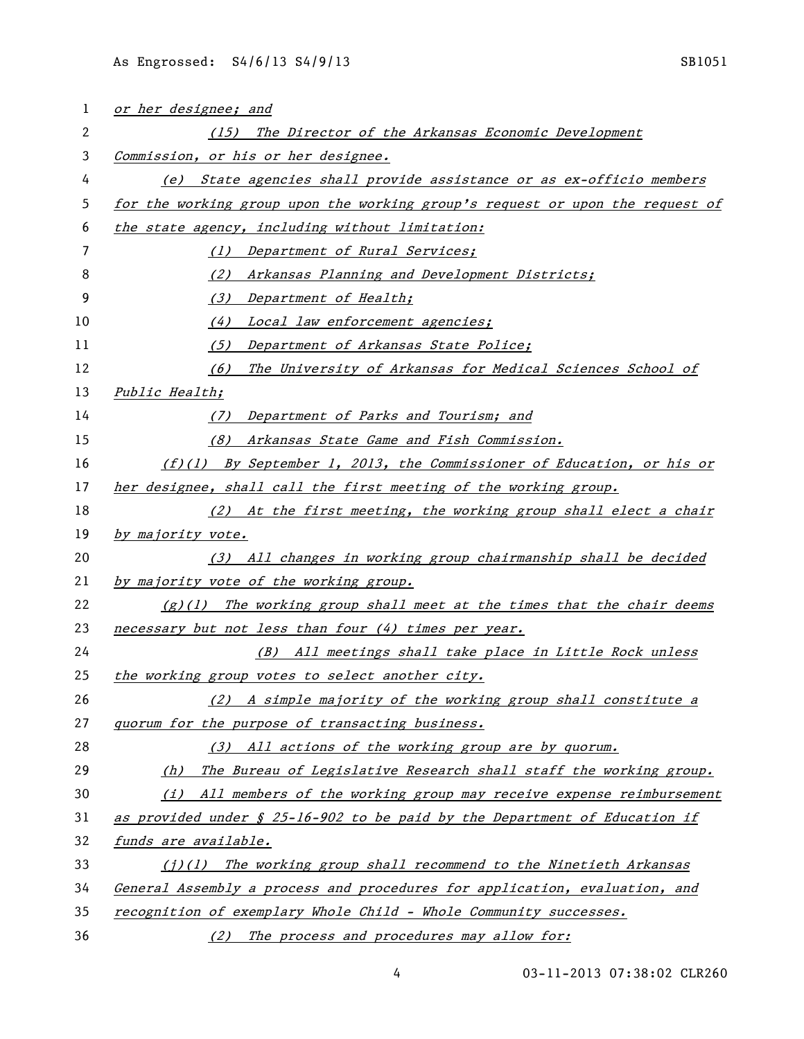*or her designee; and*

*(15) The Director of the Arkansas Economic Development Commission, or his or her designee.*

*(e) State agencies shall provide assistance or as ex-officio members for the working group upon the working group's request or upon the request of the state agency, including without limitation:*

*(1) Department of Rural Services;*

*(2) Arkansas Planning and Development Districts;*

*(3) Department of Health;*

*(4) Local law enforcement agencies;*

*(5) Department of Arkansas State Police;*

*(6) The University of Arkansas for Medical Sciences School of Public Health;*

*(7) Department of Parks and Tourism; and*

*(8) Arkansas State Game and Fish Commission.*

*(f)(1) By September 1, 2013, the Commissioner of Education, or his or her designee, shall call the first meeting of the working group.*

*(2) At the first meeting, the working group shall elect a chair by majority vote.*

*(3) All changes in working group chairmanship shall be decided by majority vote of the working group.*

*(g)(1) The working group shall meet at the times that the chair deems necessary but not less than four (4) times per year.*

*(B) All meetings shall take place in Little Rock unless the working group votes to select another city.*

*(2) A simple majority of the working group shall constitute a quorum for the purpose of transacting business.*

*(3) All actions of the working group are by quorum.*

*(h) The Bureau of Legislative Research shall staff the working group.*

*(i) All members of the working group may receive expense reimbursement as provided under § 25-16-902 to be paid by the Department of Education if funds are available.*

*(j)(1) The working group shall recommend to the Ninetieth Arkansas General Assembly a process and procedures for application, evaluation, and recognition of exemplary Whole Child - Whole Community successes.*

*(2) The process and procedures may allow for:*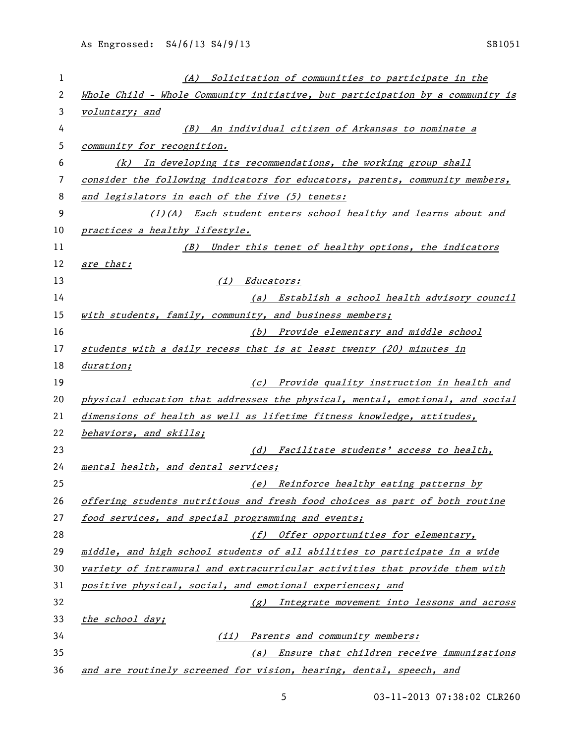*(A) Solicitation of communities to participate in the Whole Child - Whole Community initiative, but participation by a community is voluntary; and*

*(B) An individual citizen of Arkansas to nominate a community for recognition.*

*(k) In developing its recommendations, the working group shall consider the following indicators for educators, parents, community members, and legislators in each of the five (5) tenets:*

*(1)(A) Each student enters school healthy and learns about and practices a healthy lifestyle.*

*(B) Under this tenet of healthy options, the indicators are that:*

*(i) Educators:*

*(a) Establish a school health advisory council with students, family, community, and business members;*

*(b) Provide elementary and middle school students with a daily recess that is at least twenty (20) minutes in duration;*

*(c) Provide quality instruction in health and physical education that addresses the physical, mental, emotional, and social dimensions of health as well as lifetime fitness knowledge, attitudes, behaviors, and skills;*

*(d) Facilitate students' access to health, mental health, and dental services;*

*(e) Reinforce healthy eating patterns by offering students nutritious and fresh food choices as part of both routine food services, and special programming and events;*

*(f) Offer opportunities for elementary, middle, and high school students of all abilities to participate in a wide variety of intramural and extracurricular activities that provide them with positive physical, social, and emotional experiences; and*

*(g) Integrate movement into lessons and across the school day;*

*(ii) Parents and community members:*

*(a) Ensure that children receive immunizations and are routinely screened for vision, hearing, dental, speech, and*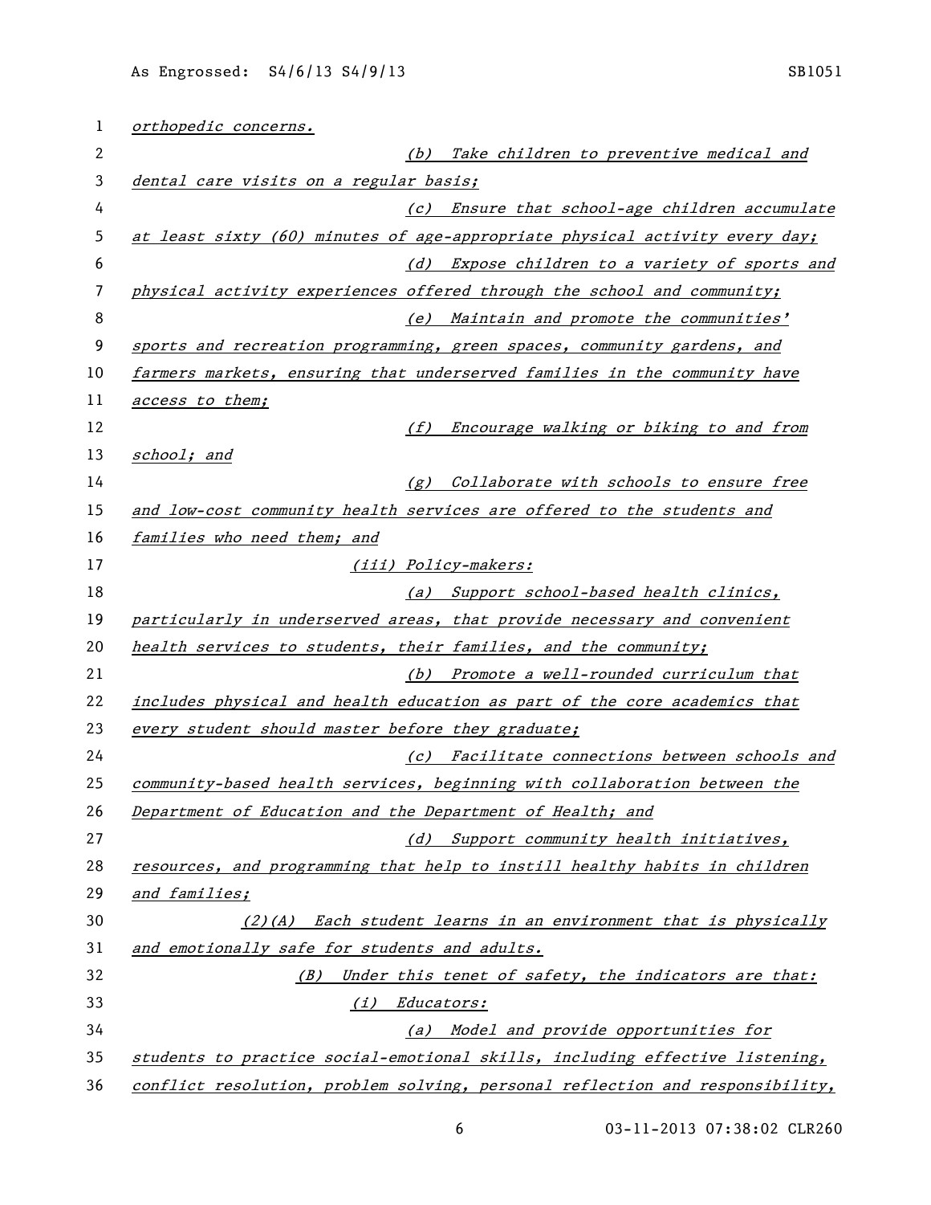*orthopedic concerns.*

*(b) Take children to preventive medical and dental care visits on a regular basis;*

*(c) Ensure that school-age children accumulate at least sixty (60) minutes of age-appropriate physical activity every day;*

*(d) Expose children to a variety of sports and physical activity experiences offered through the school and community;*

*(e) Maintain and promote the communities' sports and recreation programming, green spaces, community gardens, and farmers markets, ensuring that underserved families in the community have access to them;*

*(f) Encourage walking or biking to and from school; and*

*(g) Collaborate with schools to ensure free and low-cost community health services are offered to the students and families who need them; and*

*(iii) Policy-makers:*

*(a) Support school-based health clinics, particularly in underserved areas, that provide necessary and convenient health services to students, their families, and the community;*

*(b) Promote a well-rounded curriculum that includes physical and health education as part of the core academics that every student should master before they graduate;*

*(c) Facilitate connections between schools and community-based health services, beginning with collaboration between the Department of Education and the Department of Health; and*

*(d) Support community health initiatives, resources, and programming that help to instill healthy habits in children and families;*

*(2)(A) Each student learns in an environment that is physically and emotionally safe for students and adults.*

*(B) Under this tenet of safety, the indicators are that:*

*(i) Educators:*

*(a) Model and provide opportunities for students to practice social-emotional skills, including effective listening, conflict resolution, problem solving, personal reflection and responsibility,*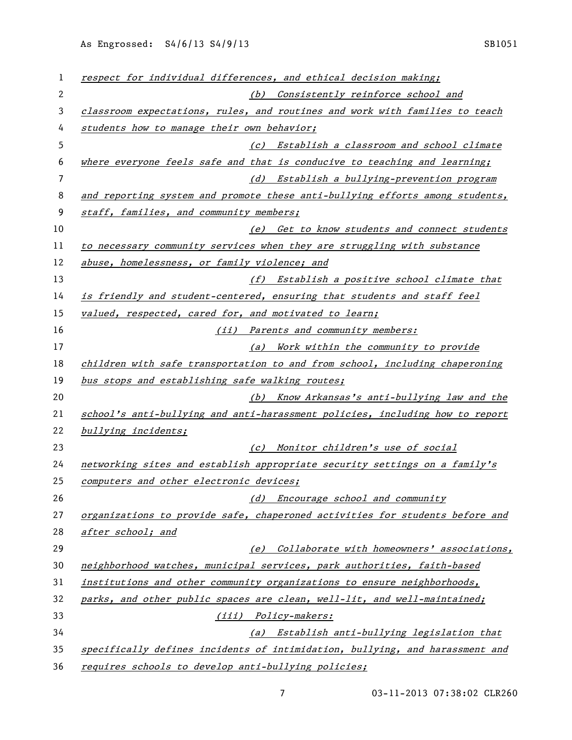*respect for individual differences, and ethical decision making;*

*(b) Consistently reinforce school and classroom expectations, rules, and routines and work with families to teach students how to manage their own behavior;*

*(c) Establish a classroom and school climate where everyone feels safe and that is conducive to teaching and learning;*

*(d) Establish a bullying-prevention program and reporting system and promote these anti-bullying efforts among students, staff, families, and community members;*

*(e) Get to know students and connect students to necessary community services when they are struggling with substance abuse, homelessness, or family violence; and*

*(f) Establish a positive school climate that is friendly and student-centered, ensuring that students and staff feel valued, respected, cared for, and motivated to learn;*

*(ii) Parents and community members:*

*(a) Work within the community to provide children with safe transportation to and from school, including chaperoning bus stops and establishing safe walking routes;*

*(b) Know Arkansas's anti-bullying law and the school's anti-bullying and anti-harassment policies, including how to report bullying incidents;*

*(c) Monitor children's use of social networking sites and establish appropriate security settings on a family's computers and other electronic devices;*

*(d) Encourage school and community organizations to provide safe, chaperoned activities for students before and after school; and*

*(e) Collaborate with homeowners' associations, neighborhood watches, municipal services, park authorities, faith-based institutions and other community organizations to ensure neighborhoods, parks, and other public spaces are clean, well-lit, and well-maintained;*

*(iii) Policy-makers:*

*(a) Establish anti-bullying legislation that specifically defines incidents of intimidation, bullying, and harassment and requires schools to develop anti-bullying policies;*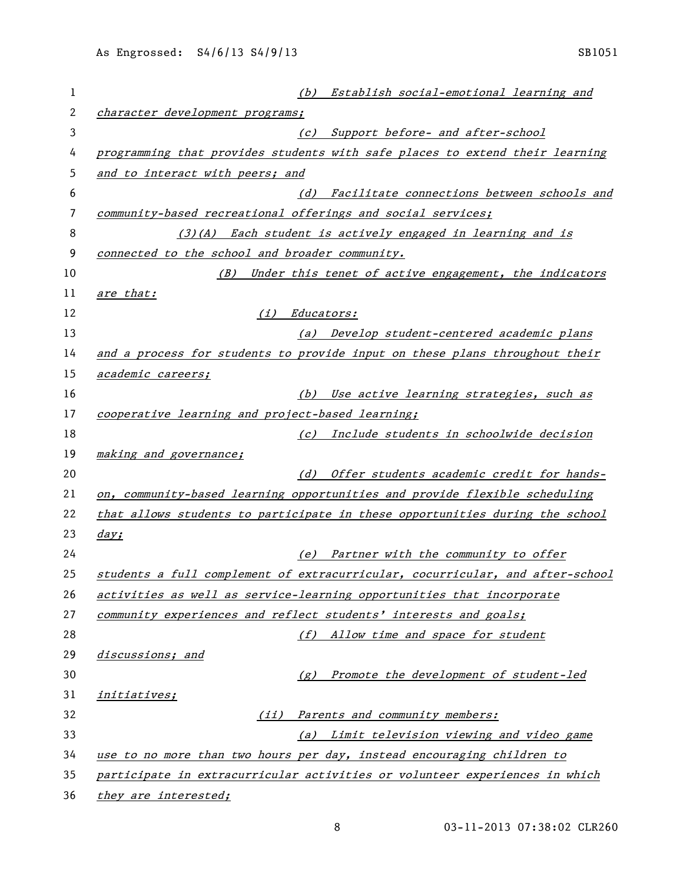*(b) Establish social-emotional learning and character development programs;*

*(c) Support before- and after-school programming that provides students with safe places to extend their learning and to interact with peers; and*

*(d) Facilitate connections between schools and community-based recreational offerings and social services;*

*(3)(A) Each student is actively engaged in learning and is connected to the school and broader community.*

*(B) Under this tenet of active engagement, the indicators are that:*

*(i) Educators:*

*(a) Develop student-centered academic plans and a process for students to provide input on these plans throughout their academic careers;*

*(b) Use active learning strategies, such as cooperative learning and project-based learning;*

*(c) Include students in schoolwide decision making and governance;*

*(d) Offer students academic credit for hands-on, community-based learning opportunities and provide flexible scheduling that allows students to participate in these opportunities during the school day;*

*(e) Partner with the community to offer students a full complement of extracurricular, cocurricular, and after-school activities as well as service-learning opportunities that incorporate community experiences and reflect students' interests and goals;*

*(f) Allow time and space for student discussions; and*

*(g) Promote the development of student-led initiatives;*

*(ii) Parents and community members:*

*(a) Limit television viewing and video game use to no more than two hours per day, instead encouraging children to participate in extracurricular activities or volunteer experiences in which they are interested;*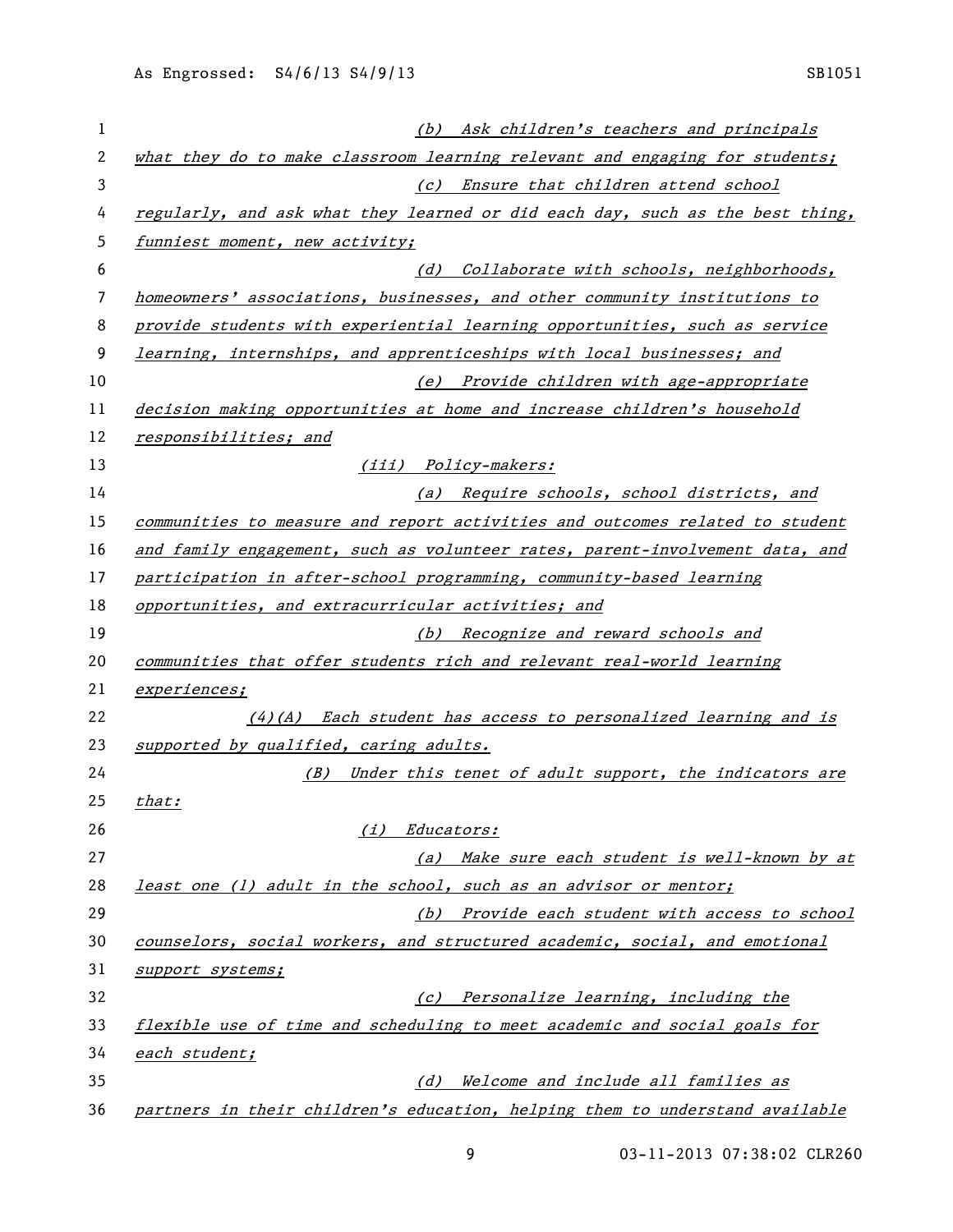*(b) Ask children's teachers and principals what they do to make classroom learning relevant and engaging for students;*

*(c) Ensure that children attend school regularly, and ask what they learned or did each day, such as the best thing, funniest moment, new activity;*

*(d) Collaborate with schools, neighborhoods, homeowners' associations, businesses, and other community institutions to provide students with experiential learning opportunities, such as service learning, internships, and apprenticeships with local businesses; and*

*(e) Provide children with age-appropriate decision making opportunities at home and increase children's household responsibilities; and*

*(iii) Policy-makers:*

*(a) Require schools, school districts, and communities to measure and report activities and outcomes related to student and family engagement, such as volunteer rates, parent-involvement data, and participation in after-school programming, community-based learning opportunities, and extracurricular activities; and*

*(b) Recognize and reward schools and communities that offer students rich and relevant real-world learning experiences;*

*(4)(A) Each student has access to personalized learning and is supported by qualified, caring adults.*

*(B) Under this tenet of adult support, the indicators are that:*

*(i) Educators:*

*(a) Make sure each student is well-known by at least one (1) adult in the school, such as an advisor or mentor;*

*(b) Provide each student with access to school counselors, social workers, and structured academic, social, and emotional support systems;*

*(c) Personalize learning, including the flexible use of time and scheduling to meet academic and social goals for each student;*

*(d) Welcome and include all families as partners in their children's education, helping them to understand available*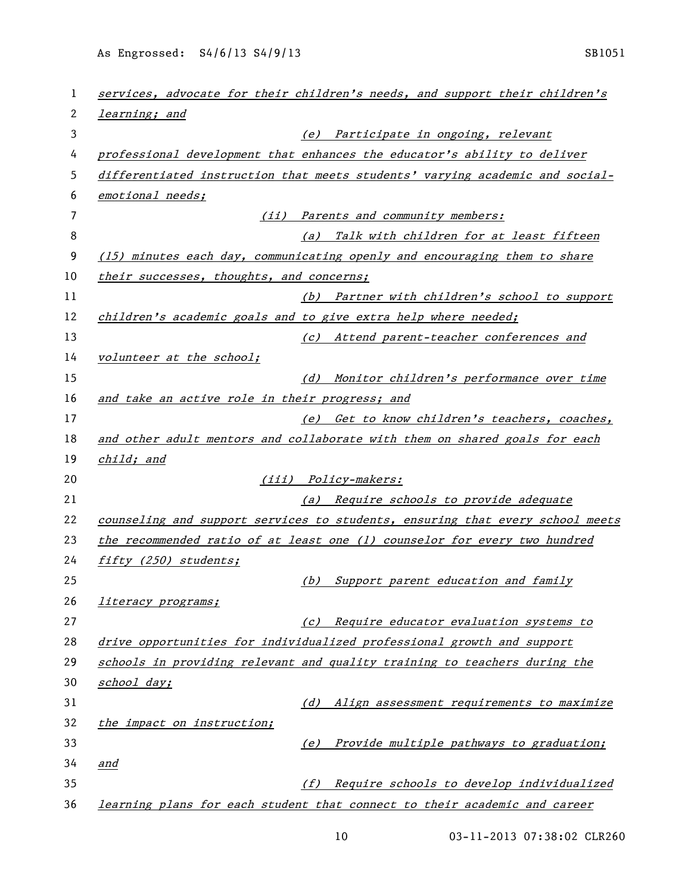*services, advocate for their children's needs, and support their children's learning; and*

*(e) Participate in ongoing, relevant professional development that enhances the educator's ability to deliver differentiated instruction that meets students' varying academic and social-emotional needs;*

*(ii) Parents and community members:*

*(a) Talk with children for at least fifteen (15) minutes each day, communicating openly and encouraging them to share their successes, thoughts, and concerns;*

*(b) Partner with children's school to support children's academic goals and to give extra help where needed;*

*(c) Attend parent-teacher conferences and volunteer at the school;*

*(d) Monitor children's performance over time and take an active role in their progress; and*

*(e) Get to know children's teachers, coaches, and other adult mentors and collaborate with them on shared goals for each child; and*

*(iii) Policy-makers:*

*(a) Require schools to provide adequate counseling and support services to students, ensuring that every school meets the recommended ratio of at least one (1) counselor for every two hundred fifty (250) students;*

*(b) Support parent education and family literacy programs;*

*(c) Require educator evaluation systems to drive opportunities for individualized professional growth and support schools in providing relevant and quality training to teachers during the school day;*

*(d) Align assessment requirements to maximize the impact on instruction;*

*(e) Provide multiple pathways to graduation; and*

*(f) Require schools to develop individualized learning plans for each student that connect to their academic and career*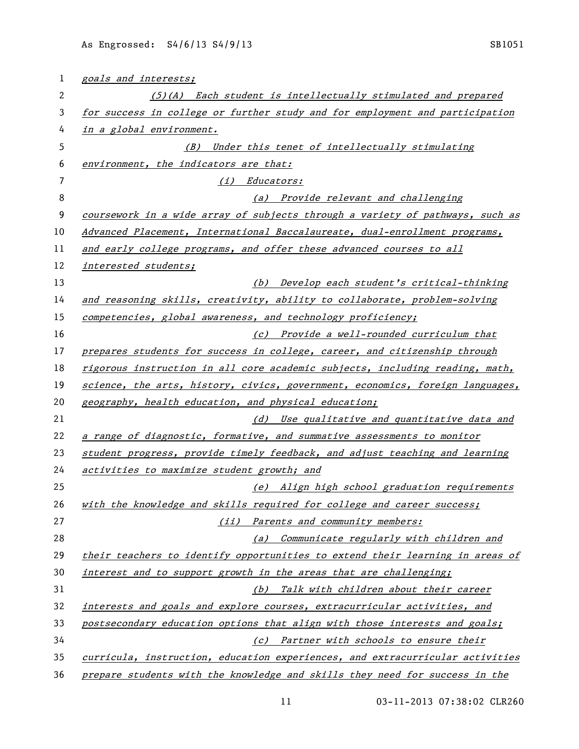*goals and interests;*

*(5)(A) Each student is intellectually stimulated and prepared for success in college or further study and for employment and participation in a global environment.*

*(B) Under this tenet of intellectually stimulating environment, the indicators are that:*

*(i) Educators:*

*(a) Provide relevant and challenging coursework in a wide array of subjects through a variety of pathways, such as Advanced Placement, International Baccalaureate, dual-enrollment programs, and early college programs, and offer these advanced courses to all interested students;*

*(b) Develop each student's critical-thinking and reasoning skills, creativity, ability to collaborate, problem-solving competencies, global awareness, and technology proficiency;*

*(c) Provide a well-rounded curriculum that prepares students for success in college, career, and citizenship through rigorous instruction in all core academic subjects, including reading, math, science, the arts, history, civics, government, economics, foreign languages, geography, health education, and physical education;*

*(d) Use qualitative and quantitative data and a range of diagnostic, formative, and summative assessments to monitor student progress, provide timely feedback, and adjust teaching and learning activities to maximize student growth; and*

*(e) Align high school graduation requirements with the knowledge and skills required for college and career success;*

*(ii) Parents and community members:*

*(a) Communicate regularly with children and their teachers to identify opportunities to extend their learning in areas of interest and to support growth in the areas that are challenging;*

*(b) Talk with children about their career interests and goals and explore courses, extracurricular activities, and postsecondary education options that align with those interests and goals;*

*(c) Partner with schools to ensure their curricula, instruction, education experiences, and extracurricular activities prepare students with the knowledge and skills they need for success in the*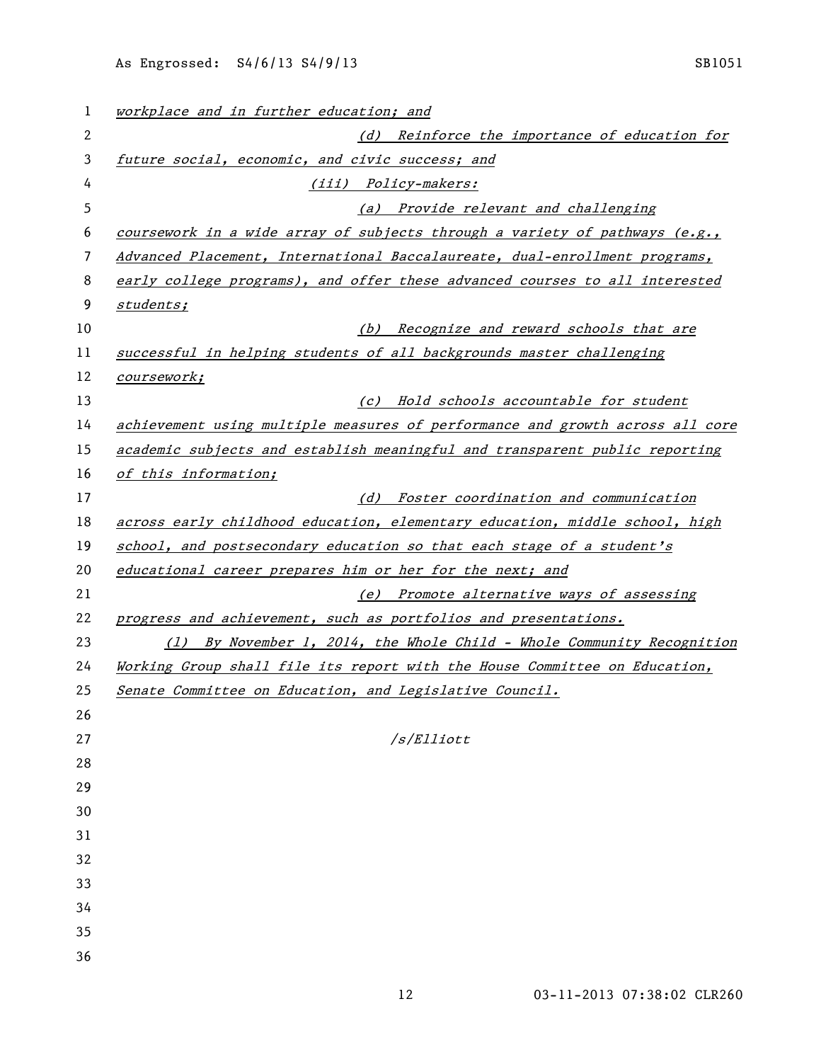*workplace and in further education; and*

*(d) Reinforce the importance of education for future social, economic, and civic success; and*

*(iii) Policy-makers:*

*(a) Provide relevant and challenging coursework in a wide array of subjects through a variety of pathways (e.g., Advanced Placement, International Baccalaureate, dual-enrollment programs, early college programs), and offer these advanced courses to all interested students;*

*(b) Recognize and reward schools that are successful in helping students of all backgrounds master challenging coursework;*

*(c) Hold schools accountable for student achievement using multiple measures of performance and growth across all core academic subjects and establish meaningful and transparent public reporting of this information;*

*(d) Foster coordination and communication across early childhood education, elementary education, middle school, high school, and postsecondary education so that each stage of a student's educational career prepares him or her for the next; and*

*(e) Promote alternative ways of assessing progress and achievement, such as portfolios and presentations.*

*(l) By November 1, 2014, the Whole Child - Whole Community Recognition Working Group shall file its report with the House Committee on Education, Senate Committee on Education, and Legislative Council.*

*/s/Elliott*